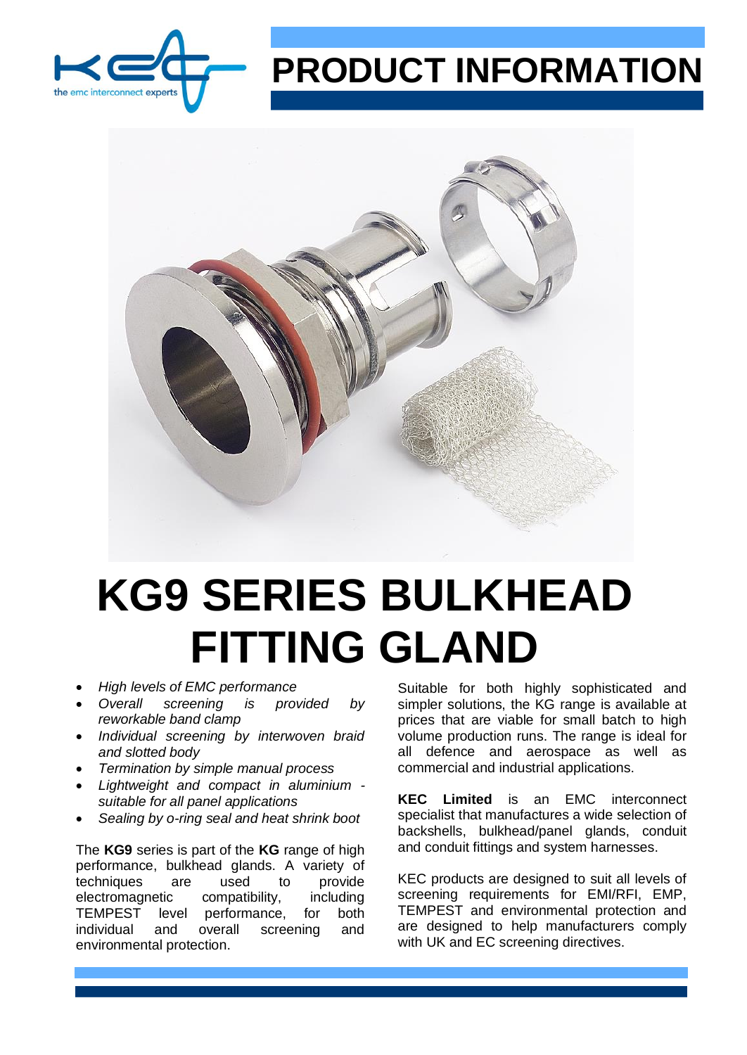# PRODUCT INFORMATION

# KG9 SERIES BULKHEAD FITTING GLAND

- *High levels of EMC performance*
- *Overall screening is provided by reworkable band clamp*
- *Individual screening by interwoven braid and slotted body*
- *Termination by simple manual process*
- *Lightweight and compact in aluminium - suitable for all panel applications*
- *Sealing by o-ring seal and heat shrink boot*

The **KG9** series is part of the **KG** range of high performance, bulkhead glands. A variety of techniques are used to provide electromagnetic compatibility, including TEMPEST level performance, for both individual and overall screening and environmental protection.

Suitable for both highly sophisticated and simpler solutions, the KG range is available at prices that are viable for small batch to high volume production runs. The range is ideal for all defence and aerospace as well as commercial and industrial applications.

**KEC Limited** is an EMC interconnect specialist that manufactures a wide selection of backshells, bulkhead/panel glands, conduit and conduit fittings and system harnesses.

KEC products are designed to suit all levels of screening requirements for EMI/RFI, EMP, TEMPEST and environmental protection and are designed to help manufacturers comply with UK and EC screening directives.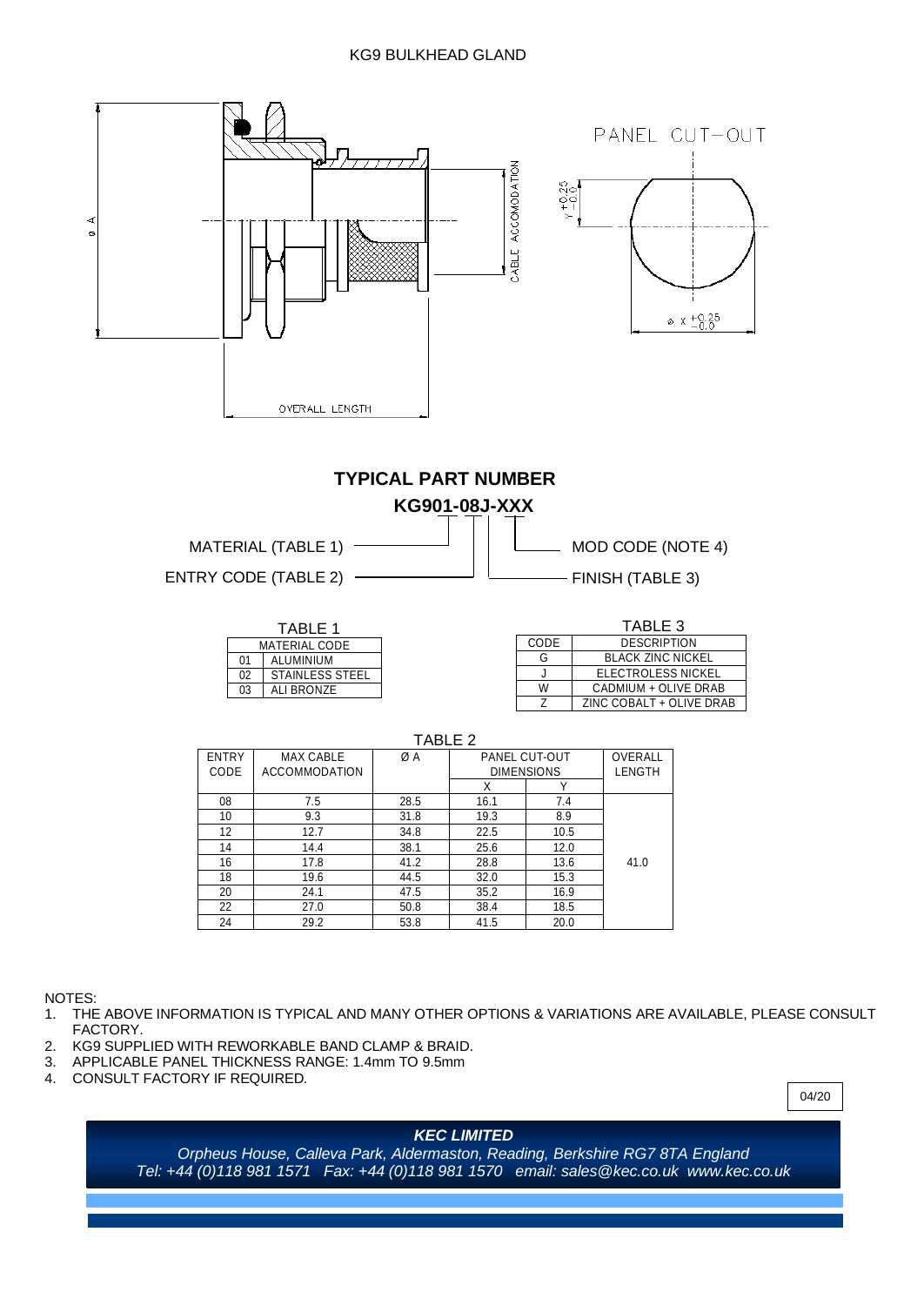# KG9 BULKHEAD GLAND

Ø A

CABLE ACCOMODATION

OVERALL LENGTH

PANEL CUT-OUT

Y $^{+0.25}_{-0.0}$

Ø X $^{+0.25}_{-0.0}$

## TYPICAL PART NUMBER

**KG901-08J-XXX**

MATERIAL (TABLE 1)

ENTRY CODE (TABLE 2)

MOD CODE (NOTE 4)

FINISH (TABLE 3)

TABLE 1

| MATERIAL CODE | |
|---|---|
| 01 | ALUMINIUM |
| 02 | STAINLESS STEEL |
| 03 | ALI BRONZE |

TABLE 3

| CODE | DESCRIPTION |
|---|---|
| G | BLACK ZINC NICKEL |
| J | ELECTROLESS NICKEL |
| W | CADMIUM + OLIVE DRAB |
| Z | ZINC COBALT + OLIVE DRAB |

TABLE 2

| ENTRY CODE | MAX CABLE ACCOMMODATION | Ø A | PANEL CUT-OUT DIMENSIONS | | OVERALL LENGTH |
|---|---|---|---|---|---|
| | | | X | Y | |
| 08 | 7.5 | 28.5 | 16.1 | 7.4 | 41.0 |
| 10 | 9.3 | 31.8 | 19.3 | 8.9 | |
| 12 | 12.7 | 34.8 | 22.5 | 10.5 | |
| 14 | 14.4 | 38.1 | 25.6 | 12.0 | |
| 16 | 17.8 | 41.2 | 28.8 | 13.6 | |
| 18 | 19.6 | 44.5 | 32.0 | 15.3 | |
| 20 | 24.1 | 47.5 | 35.2 | 16.9 | |
| 22 | 27.0 | 50.8 | 38.4 | 18.5 | |
| 24 | 29.2 | 53.8 | 41.5 | 20.0 | |

NOTES:
1. THE ABOVE INFORMATION IS TYPICAL AND MANY OTHER OPTIONS & VARIATIONS ARE AVAILABLE, PLEASE CONSULT FACTORY.
2. KG9 SUPPLIED WITH REWORKABLE BAND CLAMP & BRAID.
3. APPLICABLE PANEL THICKNESS RANGE: 1.4mm TO 9.5mm
4. CONSULT FACTORY IF REQUIRED.

04/20

***KEC LIMITED***

*Orpheus House, Calleva Park, Aldermaston, Reading, Berkshire RG7 8TA England*
*Tel: +44 (0)118 981 1571 Fax: +44 (0)118 981 1570 email: sales@kec.co.uk www.kec.co.uk*